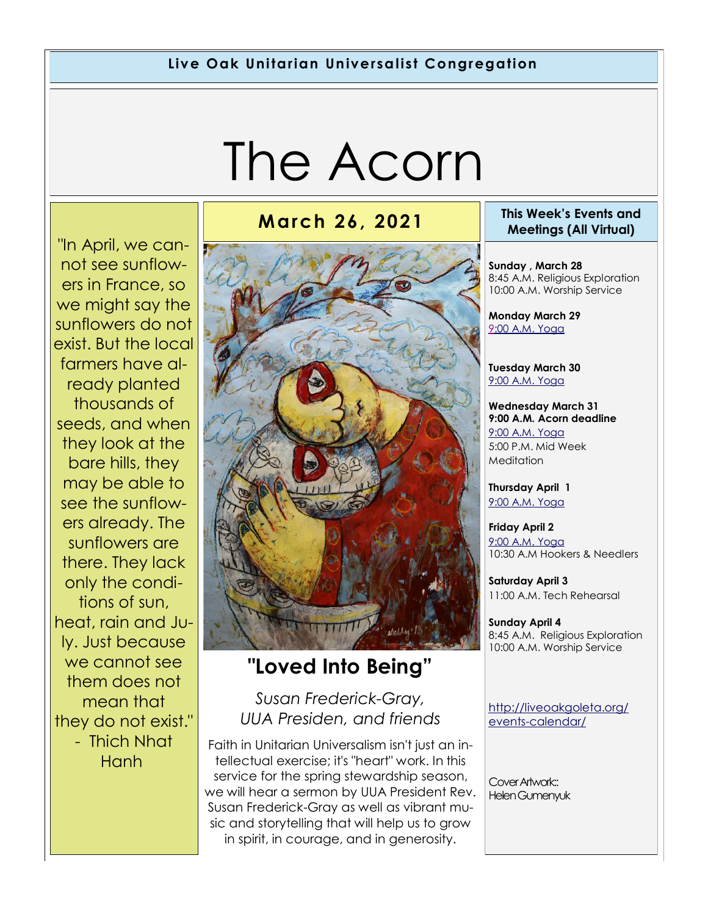**Live Oak Unitarian Universalist Congregation**

# The Acorn

## March 26, 2021

"In April, we cannot see sunflowers in France, so we might say the sunflowers do not exist. But the local farmers have already planted thousands of seeds, and when they look at the bare hills, they may be able to see the sunflowers already. The sunflowers are there. They lack only the conditions of sun, heat, rain and July. Just because we cannot see them does not mean that they do not exist."
- Thich Nhat Hanh

## "Loved Into Being"

*Susan Frederick-Gray, UUA Presiden, and friends*

Faith in Unitarian Universalism isn't just an intellectual exercise; it's "heart" work. In this service for the spring stewardship season, we will hear a sermon by UUA President Rev. Susan Frederick-Gray as well as vibrant music and storytelling that will help us to grow in spirit, in courage, and in generosity.

### This Week's Events and Meetings (All Virtual)

**Sunday , March 28**
8:45 A.M. Religious Exploration
10:00 A.M. Worship Service

**Monday March 29**
9:00 A.M. Yoga

**Tuesday March 30**
9:00 A.M. Yoga

**Wednesday March 31**
**9:00 A.M. Acorn deadline**
9:00 A.M. Yoga
5:00 P.M. Mid Week Meditation

**Thursday April 1**
9:00 A.M. Yoga

**Friday April 2**
9:00 A.M. Yoga
10:30 A.M Hookers & Needlers

**Saturday April 3**
11:00 A.M. Tech Rehearsal

**Sunday April 4**
8:45 A.M. Religious Exploration
10:00 A.M. Worship Service

http://liveoakgoleta.org/events-calendar/

Cover Artwork: Helen Gumenyuk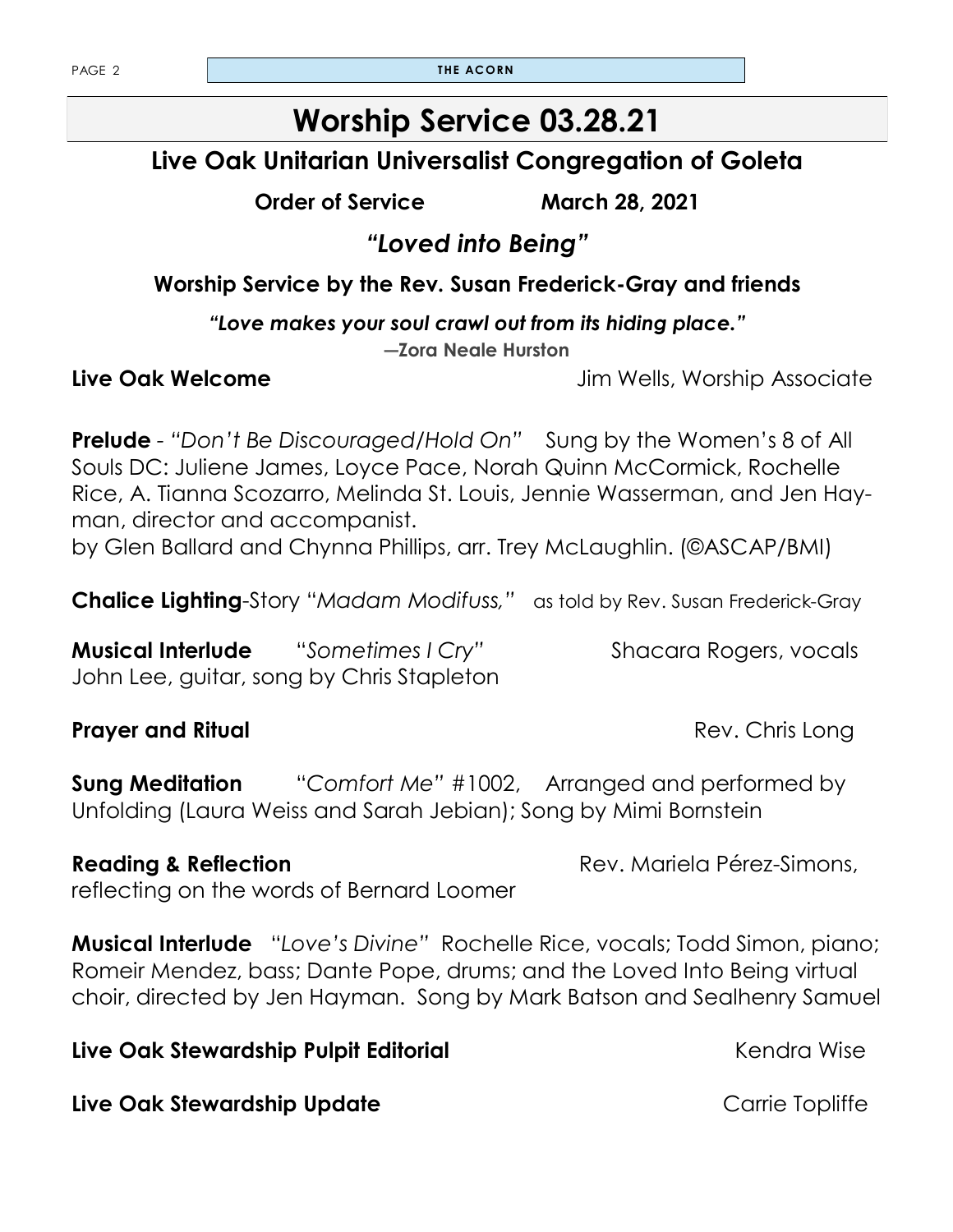# Worship Service 03.28.21

## Live Oak Unitarian Universalist Congregation of Goleta

**Order of Service March 28, 2021**

## *"Loved into Being"*

**Worship Service by the Rev. Susan Frederick-Gray and friends**

***"Love makes your soul crawl out from its hiding place."***

**—Zora Neale Hurston**

**Live Oak Welcome** Jim Wells, Worship Associate

**Prelude** - *"Don't Be Discouraged/Hold On"* Sung by the Women's 8 of All Souls DC: Juliene James, Loyce Pace, Norah Quinn McCormick, Rochelle Rice, A. Tianna Scozarro, Melinda St. Louis, Jennie Wasserman, and Jen Hayman, director and accompanist.
by Glen Ballard and Chynna Phillips, arr. Trey McLaughlin. (©ASCAP/BMI)

**Chalice Lighting**-Story "*Madam Modifuss,"* as told by Rev. Susan Frederick-Gray

**Musical Interlude** "*Sometimes I Cry*" Shacara Rogers, vocals
John Lee, guitar, song by Chris Stapleton

**Prayer and Ritual** Rev. Chris Long

**Sung Meditation** "*Comfort Me*" #1002, Arranged and performed by Unfolding (Laura Weiss and Sarah Jebian); Song by Mimi Bornstein

**Reading & Reflection** Rev. Mariela Pérez-Simons, reflecting on the words of Bernard Loomer

**Musical Interlude** "*Love's Divine*" Rochelle Rice, vocals; Todd Simon, piano; Romeir Mendez, bass; Dante Pope, drums; and the Loved Into Being virtual choir, directed by Jen Hayman. Song by Mark Batson and Sealhenry Samuel

**Live Oak Stewardship Pulpit Editorial** Kendra Wise

**Live Oak Stewardship Update** Carrie Topliffe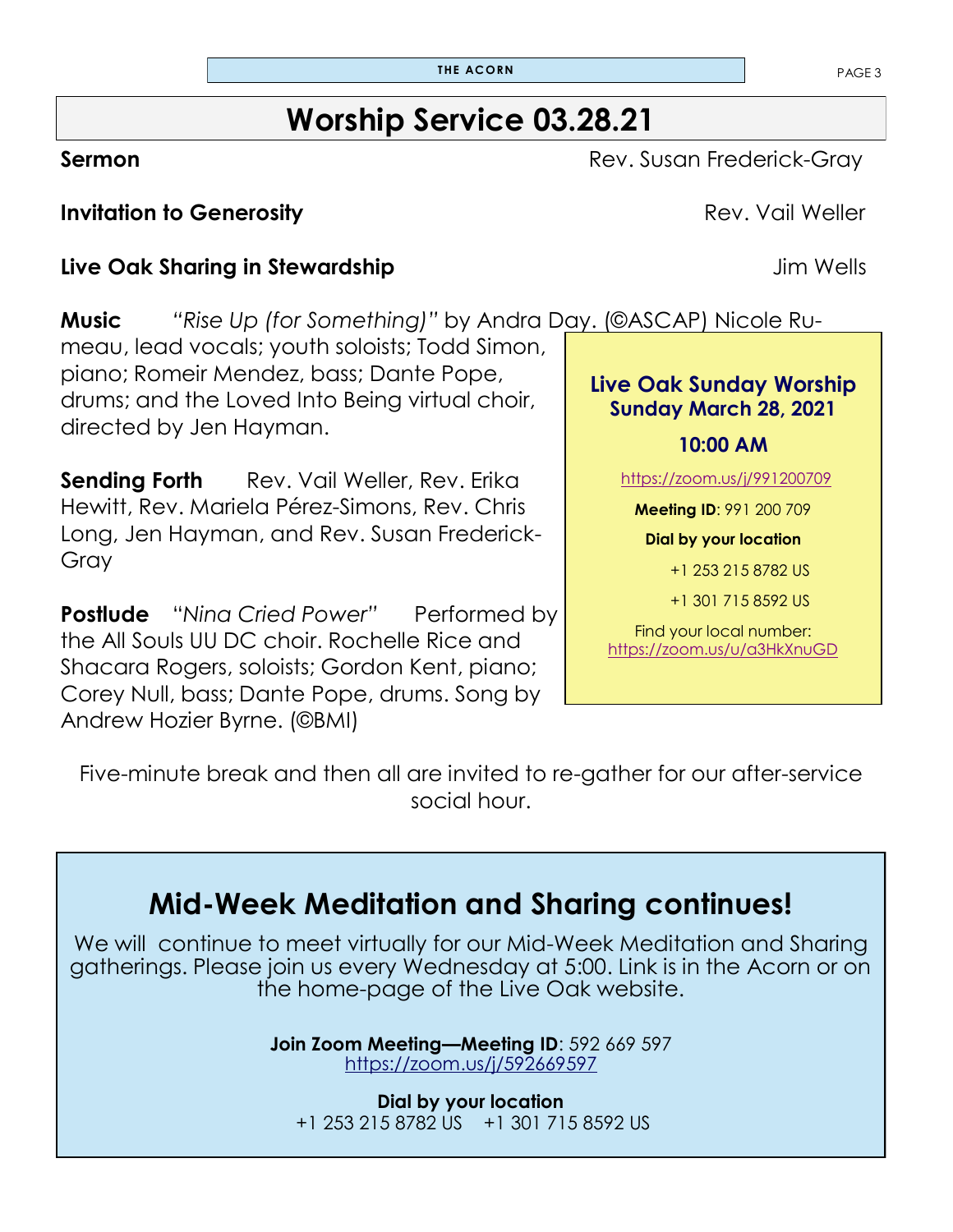# Worship Service 03.28.21

**Sermon** Rev. Susan Frederick-Gray

**Invitation to Generosity** Rev. Vail Weller

**Live Oak Sharing in Stewardship** Jim Wells

**Music** *"Rise Up (for Something)"* by Andra Day. (©ASCAP) Nicole Rumeau, lead vocals; youth soloists; Todd Simon, piano; Romeir Mendez, bass; Dante Pope, drums; and the Loved Into Being virtual choir, directed by Jen Hayman.

**Sending Forth** Rev. Vail Weller, Rev. Erika Hewitt, Rev. Mariela Pérez-Simons, Rev. Chris Long, Jen Hayman, and Rev. Susan Frederick-Gray

**Postlude** "*Nina Cried Power*" Performed by the All Souls UU DC choir. Rochelle Rice and Shacara Rogers, soloists; Gordon Kent, piano; Corey Null, bass; Dante Pope, drums. Song by Andrew Hozier Byrne. (©BMI)

**Live Oak Sunday Worship**
**Sunday March 28, 2021**

**10:00 AM**

https://zoom.us/j/991200709

**Meeting ID**: 991 200 709

**Dial by your location**

+1 253 215 8782 US

+1 301 715 8592 US

Find your local number: https://zoom.us/u/a3HkXnuGD

Five-minute break and then all are invited to re-gather for our after-service social hour.

## Mid-Week Meditation and Sharing continues!

We will continue to meet virtually for our Mid-Week Meditation and Sharing gatherings. Please join us every Wednesday at 5:00. Link is in the Acorn or on the home-page of the Live Oak website.

**Join Zoom Meeting—Meeting ID**: 592 669 597
https://zoom.us/j/592669597

**Dial by your location**
+1 253 215 8782 US +1 301 715 8592 US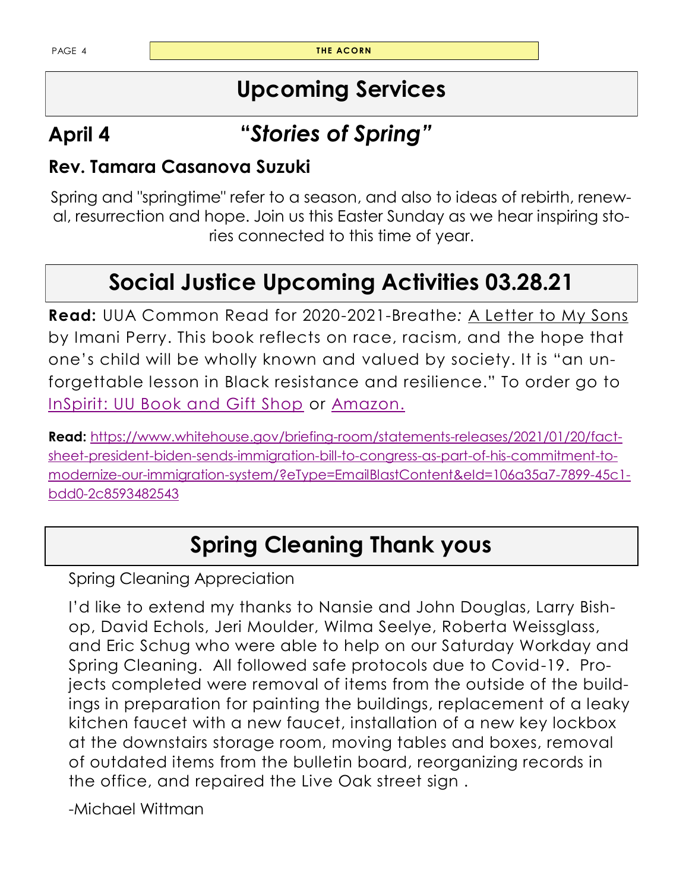# Upcoming Services

## April 4 *"Stories of Spring"*

### Rev. Tamara Casanova Suzuki

Spring and "springtime" refer to a season, and also to ideas of rebirth, renewal, resurrection and hope. Join us this Easter Sunday as we hear inspiring stories connected to this time of year.

# Social Justice Upcoming Activities 03.28.21

**Read:** UUA Common Read for 2020-2021-Breathe: A Letter to My Sons by Imani Perry. This book reflects on race, racism, and the hope that one's child will be wholly known and valued by society. It is "an unforgettable lesson in Black resistance and resilience." To order go to InSpirit: UU Book and Gift Shop or Amazon.

**Read:** https://www.whitehouse.gov/briefing-room/statements-releases/2021/01/20/fact-sheet-president-biden-sends-immigration-bill-to-congress-as-part-of-his-commitment-to-modernize-our-immigration-system/?eType=EmailBlastContent&eId=106a35a7-7899-45c1-bdd0-2c8593482543

# Spring Cleaning Thank yous

Spring Cleaning Appreciation

I'd like to extend my thanks to Nansie and John Douglas, Larry Bishop, David Echols, Jeri Moulder, Wilma Seelye, Roberta Weissglass, and Eric Schug who were able to help on our Saturday Workday and Spring Cleaning. All followed safe protocols due to Covid-19. Projects completed were removal of items from the outside of the buildings in preparation for painting the buildings, replacement of a leaky kitchen faucet with a new faucet, installation of a new key lockbox at the downstairs storage room, moving tables and boxes, removal of outdated items from the bulletin board, reorganizing records in the office, and repaired the Live Oak street sign .

-Michael Wittman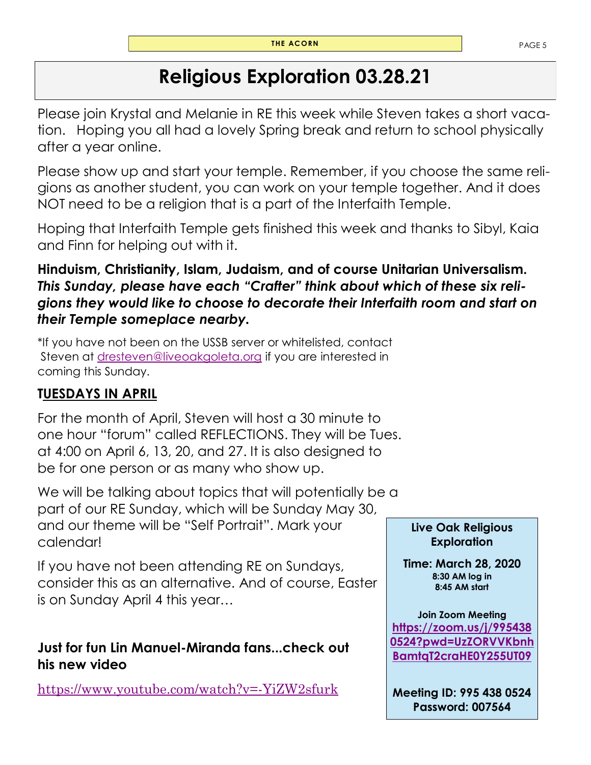# Religious Exploration 03.28.21

Please join Krystal and Melanie in RE this week while Steven takes a short vacation. Hoping you all had a lovely Spring break and return to school physically after a year online.

Please show up and start your temple. Remember, if you choose the same religions as another student, you can work on your temple together. And it does NOT need to be a religion that is a part of the Interfaith Temple.

Hoping that Interfaith Temple gets finished this week and thanks to Sibyl, Kaia and Finn for helping out with it.

**Hinduism, Christianity, Islam, Judaism, and of course Unitarian Universalism.** ***This Sunday, please have each "Crafter" think about which of these six religions they would like to choose to decorate their Interfaith room and start on their Temple someplace nearby.***

*If you have not been on the USSB server or whitelisted, contact Steven at dresteven@liveoakgoleta.org if you are interested in coming this Sunday.

## TUESDAYS IN APRIL

For the month of April, Steven will host a 30 minute to one hour "forum" called REFLECTIONS. They will be Tues. at 4:00 on April 6, 13, 20, and 27. It is also designed to be for one person or as many who show up.

We will be talking about topics that will potentially be a part of our RE Sunday, which will be Sunday May 30, and our theme will be "Self Portrait". Mark your calendar!

If you have not been attending RE on Sundays, consider this as an alternative. And of course, Easter is on Sunday April 4 this year…

**Just for fun Lin Manuel-Miranda fans...check out his new video**

https://www.youtube.com/watch?v=-YiZW2sfurk

**Live Oak Religious Exploration**

**Time: March 28, 2020**
**8:30 AM log in**
**8:45 AM start**

**Join Zoom Meeting**
**https://zoom.us/j/9954380524?pwd=UzZORVVKbnhBamtqT2craHE0Y255UT09**

**Meeting ID: 995 438 0524**
**Password: 007564**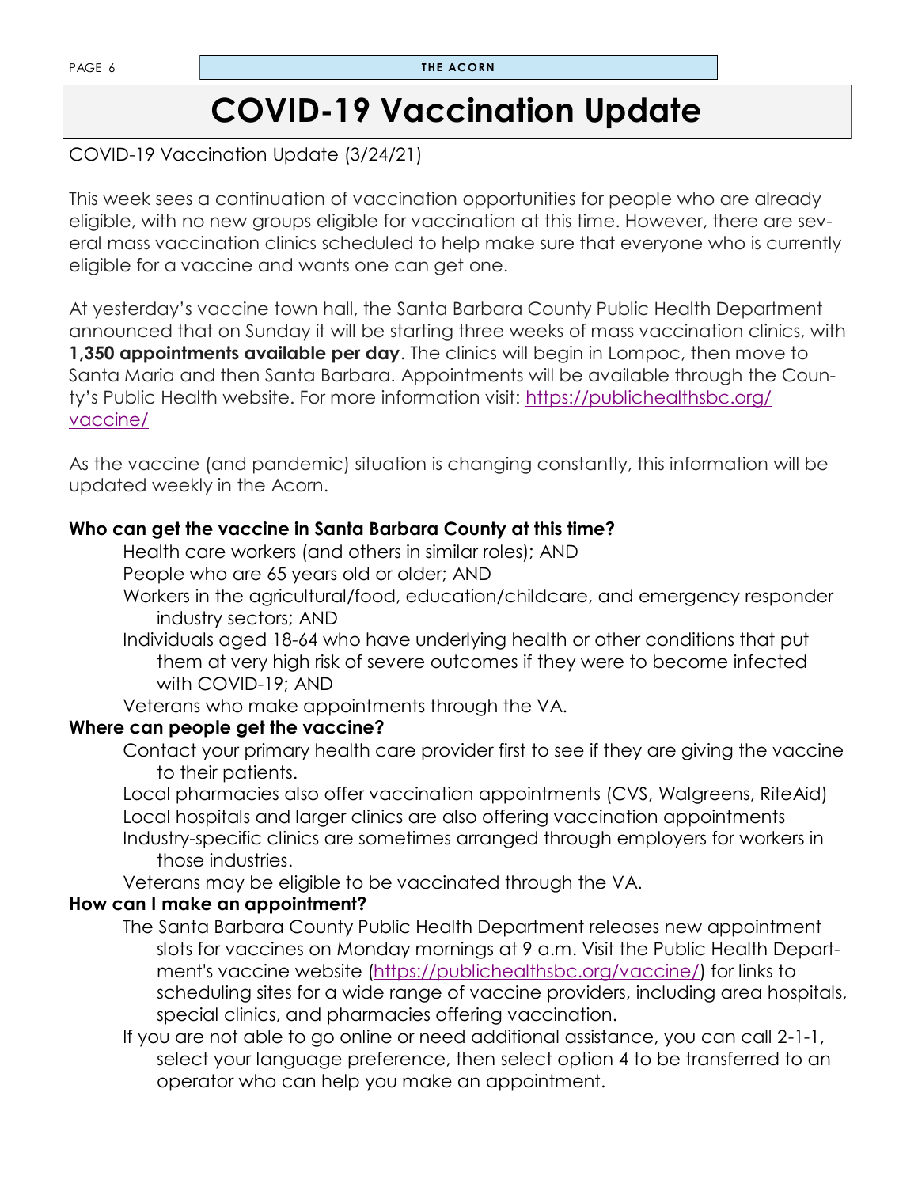# COVID-19 Vaccination Update

COVID-19 Vaccination Update (3/24/21)

This week sees a continuation of vaccination opportunities for people who are already eligible, with no new groups eligible for vaccination at this time. However, there are several mass vaccination clinics scheduled to help make sure that everyone who is currently eligible for a vaccine and wants one can get one.

At yesterday's vaccine town hall, the Santa Barbara County Public Health Department announced that on Sunday it will be starting three weeks of mass vaccination clinics, with **1,350 appointments available per day**. The clinics will begin in Lompoc, then move to Santa Maria and then Santa Barbara. Appointments will be available through the County's Public Health website. For more information visit: [https://publichealthsbc.org/vaccine/](https://publichealthsbc.org/vaccine/)

As the vaccine (and pandemic) situation is changing constantly, this information will be updated weekly in the Acorn.

**Who can get the vaccine in Santa Barbara County at this time?**

- Health care workers (and others in similar roles); AND
- People who are 65 years old or older; AND
- Workers in the agricultural/food, education/childcare, and emergency responder industry sectors; AND
- Individuals aged 18-64 who have underlying health or other conditions that put them at very high risk of severe outcomes if they were to become infected with COVID-19; AND
- Veterans who make appointments through the VA.

**Where can people get the vaccine?**

- Contact your primary health care provider first to see if they are giving the vaccine to their patients.
- Local pharmacies also offer vaccination appointments (CVS, Walgreens, RiteAid)
- Local hospitals and larger clinics are also offering vaccination appointments
- Industry-specific clinics are sometimes arranged through employers for workers in those industries.
- Veterans may be eligible to be vaccinated through the VA.

**How can I make an appointment?**

- The Santa Barbara County Public Health Department releases new appointment slots for vaccines on Monday mornings at 9 a.m. Visit the Public Health Department's vaccine website ([https://publichealthsbc.org/vaccine/](https://publichealthsbc.org/vaccine/)) for links to scheduling sites for a wide range of vaccine providers, including area hospitals, special clinics, and pharmacies offering vaccination.
- If you are not able to go online or need additional assistance, you can call 2-1-1, select your language preference, then select option 4 to be transferred to an operator who can help you make an appointment.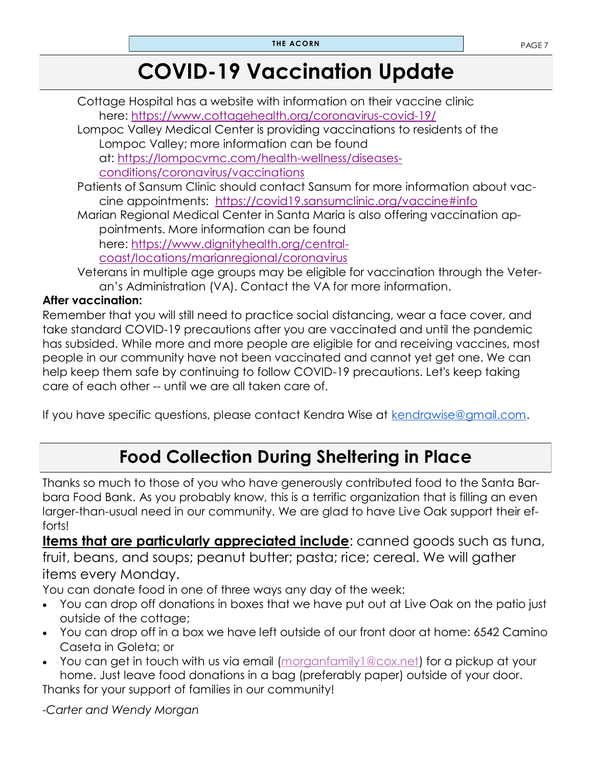# COVID-19 Vaccination Update

Cottage Hospital has a website with information on their vaccine clinic here: https://www.cottagehealth.org/coronavirus-covid-19/

Lompoc Valley Medical Center is providing vaccinations to residents of the Lompoc Valley; more information can be found at: https://lompocvmc.com/health-wellness/diseases-conditions/coronavirus/vaccinations

Patients of Sansum Clinic should contact Sansum for more information about vaccine appointments: https://covid19.sansumclinic.org/vaccine#info

Marian Regional Medical Center in Santa Maria is also offering vaccination appointments. More information can be found here: https://www.dignityhealth.org/central-coast/locations/marianregional/coronavirus

Veterans in multiple age groups may be eligible for vaccination through the Veteran's Administration (VA). Contact the VA for more information.

**After vaccination:**

Remember that you will still need to practice social distancing, wear a face cover, and take standard COVID-19 precautions after you are vaccinated and until the pandemic has subsided. While more and more people are eligible for and receiving vaccines, most people in our community have not been vaccinated and cannot yet get one. We can help keep them safe by continuing to follow COVID-19 precautions. Let's keep taking care of each other -- until we are all taken care of.

If you have specific questions, please contact Kendra Wise at kendrawise@gmail.com.

# Food Collection During Sheltering in Place

Thanks so much to those of you who have generously contributed food to the Santa Barbara Food Bank. As you probably know, this is a terrific organization that is filling an even larger-than-usual need in our community. We are glad to have Live Oak support their efforts!

**Items that are particularly appreciated include**: canned goods such as tuna, fruit, beans, and soups; peanut butter; pasta; rice; cereal. We will gather items every Monday.

You can donate food in one of three ways any day of the week:

- You can drop off donations in boxes that we have put out at Live Oak on the patio just outside of the cottage;
- You can drop off in a box we have left outside of our front door at home: 6542 Camino Caseta in Goleta; or
- You can get in touch with us via email (morganfamily1@cox.net) for a pickup at your home. Just leave food donations in a bag (preferably paper) outside of your door.

Thanks for your support of families in our community!

*-Carter and Wendy Morgan*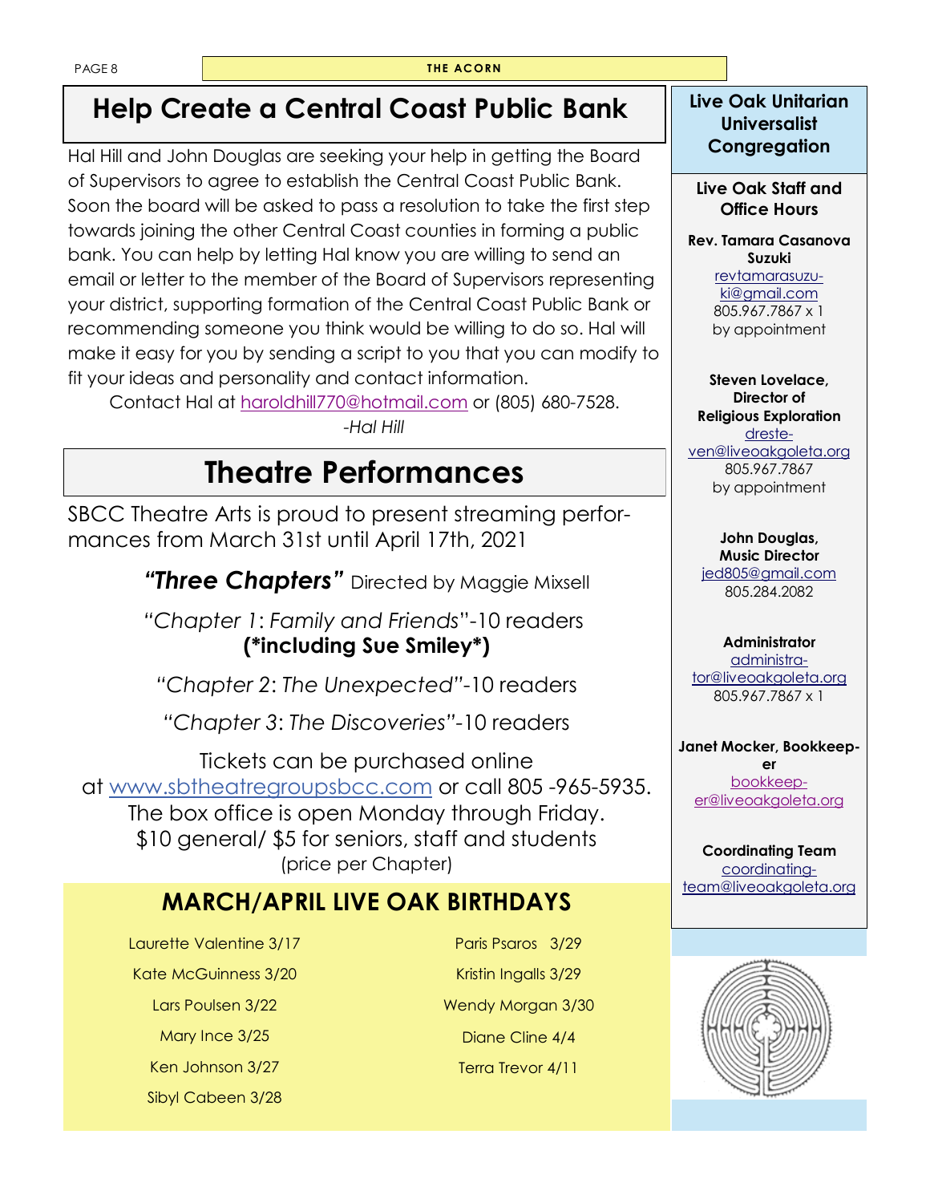# Help Create a Central Coast Public Bank

Hal Hill and John Douglas are seeking your help in getting the Board of Supervisors to agree to establish the Central Coast Public Bank. Soon the board will be asked to pass a resolution to take the first step towards joining the other Central Coast counties in forming a public bank. You can help by letting Hal know you are willing to send an email or letter to the member of the Board of Supervisors representing your district, supporting formation of the Central Coast Public Bank or recommending someone you think would be willing to do so. Hal will make it easy for you by sending a script to you that you can modify to fit your ideas and personality and contact information.

Contact Hal at haroldhill770@hotmail.com or (805) 680-7528.

*-Hal Hill*

# Theatre Performances

SBCC Theatre Arts is proud to present streaming performances from March 31st until April 17th, 2021

***"Three Chapters"*** Directed by Maggie Mixsell

*"Chapter 1*: *Family and Friends*"-10 readers **(\*including Sue Smiley\*)**

*"Chapter 2*: *The Unexpected"*-10 readers

*"Chapter 3*: *The Discoveries"*-10 readers

Tickets can be purchased online at www.sbtheatregroupsbcc.com or call 805 -965-5935.
The box office is open Monday through Friday.
$10 general/ $5 for seniors, staff and students
(price per Chapter)

## MARCH/APRIL LIVE OAK BIRTHDAYS

Laurette Valentine 3/17
Kate McGuinness 3/20
Lars Poulsen 3/22
Mary Ince 3/25
Ken Johnson 3/27
Sibyl Cabeen 3/28
Paris Psaros 3/29
Kristin Ingalls 3/29
Wendy Morgan 3/30
Diane Cline 4/4
Terra Trevor 4/11

## Live Oak Unitarian Universalist Congregation

### Live Oak Staff and Office Hours

**Rev. Tamara Casanova Suzuki**
revtamarasuzuki@gmail.com
805.967.7867 x 1
by appointment

**Steven Lovelace, Director of Religious Exploration**
dresteven@liveoakgoleta.org
805.967.7867
by appointment

**John Douglas, Music Director**
jed805@gmail.com
805.284.2082

**Administrator**
administrator@liveoakgoleta.org
805.967.7867 x 1

**Janet Mocker, Bookkeeper**
bookkeeper@liveoakgoleta.org

**Coordinating Team**
coordinatingteam@liveoakgoleta.org